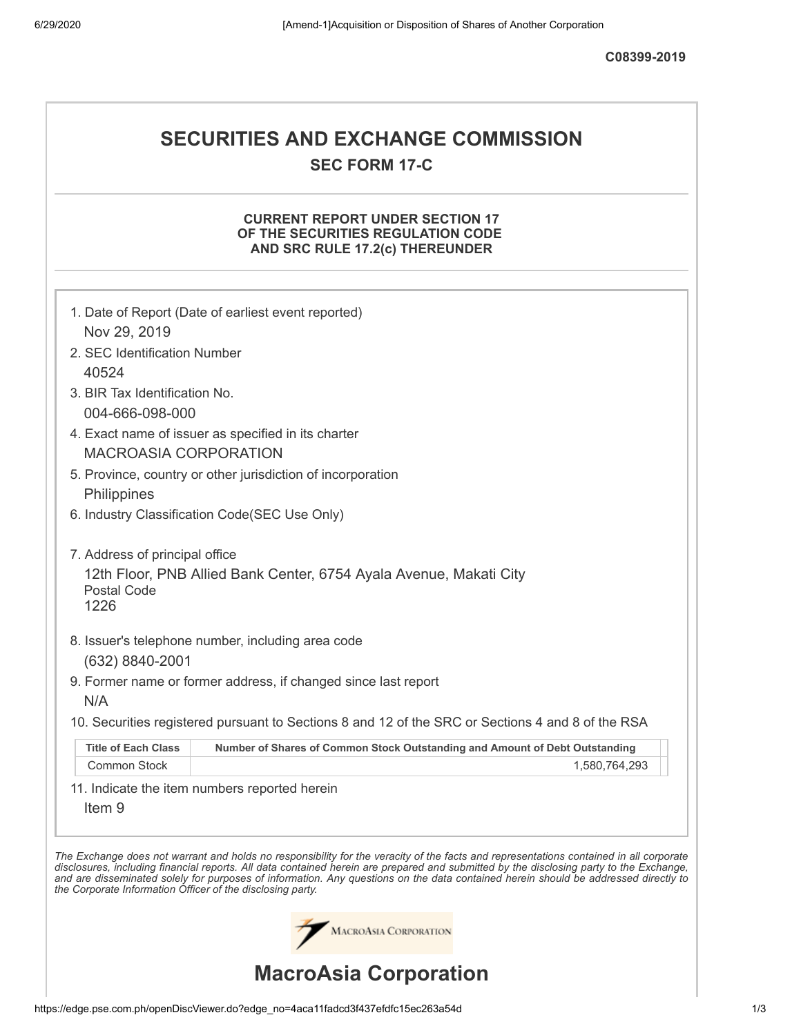C08399-2019

# SECURITIES AND EXCHANGE COMMISSION

## SEC FORM 17-C

### CURRENT REPORT UNDER SECTION 17 OF THE SECURITIES REGULATION CODE AND SRC RULE 17.2(c) THEREUNDER

1. Date of Report (Date of earliest event reported)
   Nov 29, 2019
2. SEC Identification Number
   40524
3. BIR Tax Identification No.
   004-666-098-000
4. Exact name of issuer as specified in its charter
   MACROASIA CORPORATION
5. Province, country or other jurisdiction of incorporation
   Philippines
6. Industry Classification Code(SEC Use Only)

7. Address of principal office
   12th Floor, PNB Allied Bank Center, 6754 Ayala Avenue, Makati City
   Postal Code
   1226
8. Issuer's telephone number, including area code
   (632) 8840-2001
9. Former name or former address, if changed since last report
   N/A
10. Securities registered pursuant to Sections 8 and 12 of the SRC or Sections 4 and 8 of the RSA

| Title of Each Class | Number of Shares of Common Stock Outstanding and Amount of Debt Outstanding |
|---|---|
| Common Stock | 1,580,764,293 |

11. Indicate the item numbers reported herein
    Item 9

*The Exchange does not warrant and holds no responsibility for the veracity of the facts and representations contained in all corporate disclosures, including financial reports. All data contained herein are prepared and submitted by the disclosing party to the Exchange, and are disseminated solely for purposes of information. Any questions on the data contained herein should be addressed directly to the Corporate Information Officer of the disclosing party.*

MacroAsia Corporation

# MacroAsia Corporation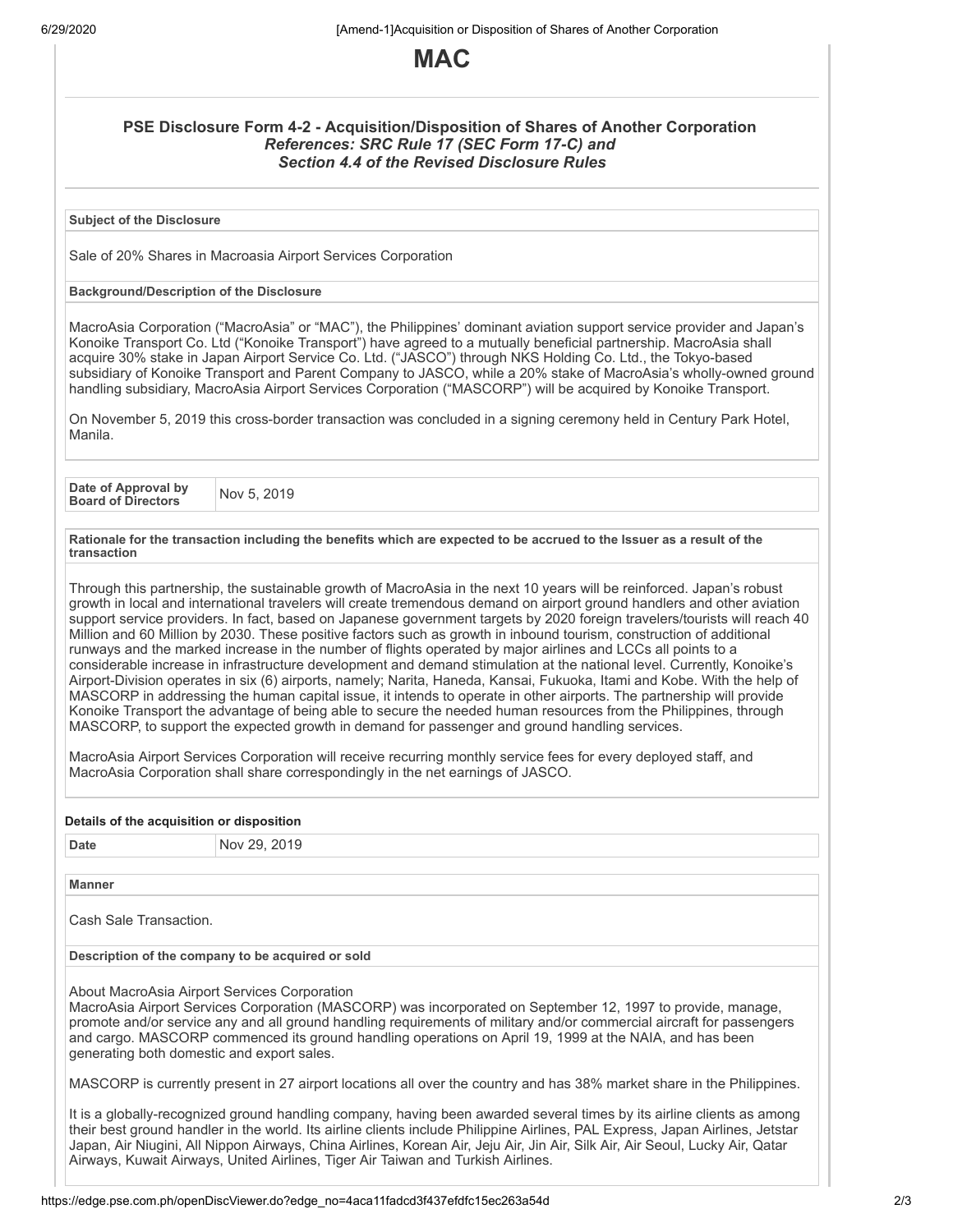# MAC

### PSE Disclosure Form 4-2 - Acquisition/Disposition of Shares of Another Corporation

*References: SRC Rule 17 (SEC Form 17-C) and Section 4.4 of the Revised Disclosure Rules*

**Subject of the Disclosure**

Sale of 20% Shares in Macroasia Airport Services Corporation

**Background/Description of the Disclosure**

MacroAsia Corporation ("MacroAsia" or "MAC"), the Philippines' dominant aviation support service provider and Japan's Konoike Transport Co. Ltd ("Konoike Transport") have agreed to a mutually beneficial partnership. MacroAsia shall acquire 30% stake in Japan Airport Service Co. Ltd. ("JASCO") through NKS Holding Co. Ltd., the Tokyo-based subsidiary of Konoike Transport and Parent Company to JASCO, while a 20% stake of MacroAsia's wholly-owned ground handling subsidiary, MacroAsia Airport Services Corporation ("MASCORP") will be acquired by Konoike Transport.

On November 5, 2019 this cross-border transaction was concluded in a signing ceremony held in Century Park Hotel, Manila.

| Date of Approval by Board of Directors | Nov 5, 2019 |
|---|---|

**Rationale for the transaction including the benefits which are expected to be accrued to the Issuer as a result of the transaction**

Through this partnership, the sustainable growth of MacroAsia in the next 10 years will be reinforced. Japan's robust growth in local and international travelers will create tremendous demand on airport ground handlers and other aviation support service providers. In fact, based on Japanese government targets by 2020 foreign travelers/tourists will reach 40 Million and 60 Million by 2030. These positive factors such as growth in inbound tourism, construction of additional runways and the marked increase in the number of flights operated by major airlines and LCCs all points to a considerable increase in infrastructure development and demand stimulation at the national level. Currently, Konoike's Airport-Division operates in six (6) airports, namely; Narita, Haneda, Kansai, Fukuoka, Itami and Kobe. With the help of MASCORP in addressing the human capital issue, it intends to operate in other airports. The partnership will provide Konoike Transport the advantage of being able to secure the needed human resources from the Philippines, through MASCORP, to support the expected growth in demand for passenger and ground handling services.

MacroAsia Airport Services Corporation will receive recurring monthly service fees for every deployed staff, and MacroAsia Corporation shall share correspondingly in the net earnings of JASCO.

**Details of the acquisition or disposition**

| Date | Nov 29, 2019 |
|---|---|

**Manner**

Cash Sale Transaction.

**Description of the company to be acquired or sold**

About MacroAsia Airport Services Corporation
MacroAsia Airport Services Corporation (MASCORP) was incorporated on September 12, 1997 to provide, manage, promote and/or service any and all ground handling requirements of military and/or commercial aircraft for passengers and cargo. MASCORP commenced its ground handling operations on April 19, 1999 at the NAIA, and has been generating both domestic and export sales.

MASCORP is currently present in 27 airport locations all over the country and has 38% market share in the Philippines.

It is a globally-recognized ground handling company, having been awarded several times by its airline clients as among their best ground handler in the world. Its airline clients include Philippine Airlines, PAL Express, Japan Airlines, Jetstar Japan, Air Niugini, All Nippon Airways, China Airlines, Korean Air, Jeju Air, Jin Air, Silk Air, Air Seoul, Lucky Air, Qatar Airways, Kuwait Airways, United Airlines, Tiger Air Taiwan and Turkish Airlines.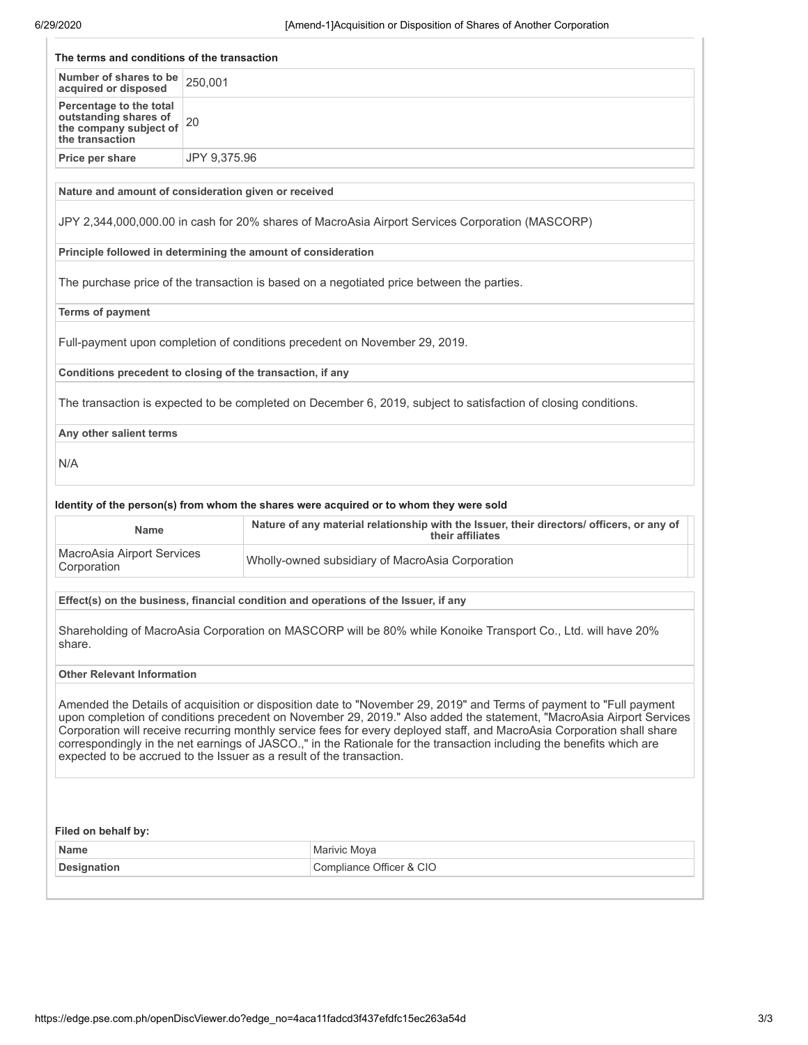**The terms and conditions of the transaction**

| | |
|---|---|
| **Number of shares to be acquired or disposed** | 250,001 |
| **Percentage to the total outstanding shares of the company subject of the transaction** | 20 |
| **Price per share** | JPY 9,375.96 |

**Nature and amount of consideration given or received**

JPY 2,344,000,000.00 in cash for 20% shares of MacroAsia Airport Services Corporation (MASCORP)

**Principle followed in determining the amount of consideration**

The purchase price of the transaction is based on a negotiated price between the parties.

**Terms of payment**

Full-payment upon completion of conditions precedent on November 29, 2019.

**Conditions precedent to closing of the transaction, if any**

The transaction is expected to be completed on December 6, 2019, subject to satisfaction of closing conditions.

**Any other salient terms**

N/A

**Identity of the person(s) from whom the shares were acquired or to whom they were sold**

| Name | Nature of any material relationship with the Issuer, their directors/ officers, or any of their affiliates |
|---|---|
| MacroAsia Airport Services Corporation | Wholly-owned subsidiary of MacroAsia Corporation |

**Effect(s) on the business, financial condition and operations of the Issuer, if any**

Shareholding of MacroAsia Corporation on MASCORP will be 80% while Konoike Transport Co., Ltd. will have 20% share.

**Other Relevant Information**

Amended the Details of acquisition or disposition date to "November 29, 2019" and Terms of payment to "Full payment upon completion of conditions precedent on November 29, 2019." Also added the statement, "MacroAsia Airport Services Corporation will receive recurring monthly service fees for every deployed staff, and MacroAsia Corporation shall share correspondingly in the net earnings of JASCO.," in the Rationale for the transaction including the benefits which are expected to be accrued to the Issuer as a result of the transaction.

**Filed on behalf by:**

| | |
|---|---|
| **Name** | Marivic Moya |
| **Designation** | Compliance Officer & CIO |